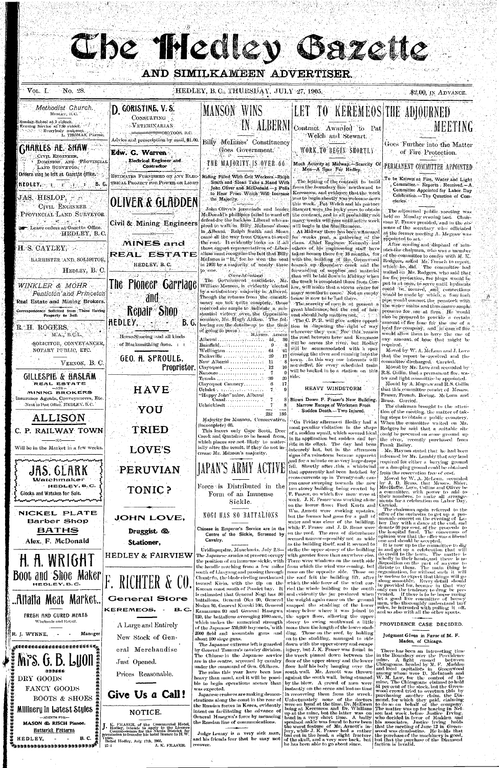# The Hedley Gazette

## AND SIMILKAMEEN ADVERTISER.

VOL. I. No. 28. HEDLEY, B. C., THURSDAY, JULY 27, 1905. $2.00, IN ADVANCE.

---

*Methodist Church.*
HEDLEY, B.C.

Sunday School at 3 o'clock.
Evening Service at 7:30 o'clock.
Everybody welcome.
L. THOMAS, PASTOR.

---

**CHARLES AE. SHAW**
CIVIL ENGINEER,
DOMINION AND PROVINCIAL LAND SURVEYOR.
Orders may be left at Gazette Office.
HEDLEY, B. C.

---

**JAS. HISLOP,**
CIVIL ENGINEER
PROVINCIAL LAND SURVEYOR.
Leave orders at Gazette Office.
HEDLEY, B.C.

---

**H. S. CAYLEY,**
BARRISTER AND SOLICITOR,
HEDLEY, B. C.

---

*WINKLER & MOHR*
*Penticton and Princeton*
Real Estate and Mining Brokers.
Correspondence Solicited from Those Having Property to Sell.

---

**R. H. ROGERS,**
M.A., B.C.L.
SOLICITOR, CONVEYANCER, NOTARY PUBLIC, ETC.
VERNON, B. C.

---

**GILLESPIE & HASLAM**
REAL ESTATE
—AND—
MINING BROKERS
Insurance Agents, Conveyancers, Etc.
Next to Post Office. HEDLEY, B.C.

---

**ALLISON**
C. P. RAILWAY TOWN
Will be in the Market in a few weeks.

---

**JAS. CLARK**
Watchmaker
HEDLEY, B.C.
Clocks and Watches for Sale.

---

**NICKEL PLATE**
Barber Shop
**BATHS**
Alex. F. McDonald

---

**H. A. WRIGHT**
Boot and Shoe Maker
HEDLEY, B.C.

---

**Alfalfa Meat Market.**
FRESH AND CURED MEATS
Wholesale and Retail.
R. J. WYNNE, - - - Manager

---

**Mrs. G. B. Lyon**
DRY GOODS
FANCY GOODS
BOOTS & SHOES
Millinery in Latest Styles
—AGENTS FOR—
MASON & RISCH Pianos.
Butterick Patterns
HEDLEY, - - B. C.

---

**D. GORISTINE, V. S.**
CONSULTING
VETERINARIAN
OSOYOOS, B.C.
Advice and prescription by mail, $1.00.

---

**Edw. G. Warren**
Electrical Engineer and Contractor
ESTIMATES FURNISHED ON ANY ELECTRICAL PROJECT FOR POWER OR LIGHT

---

**OLIVER & GLADDEN**
Civil & Mining Engineers
MINES and REAL ESTATE
HEDLEY, B.C.

---

**The Pioneer Carriage and Repair Shop**
HEDLEY, - - B. C.
Horse-Shoeing and all kinds of Blacksmithing done.
GEO. H. SPROULE, Proprietor.

---

**HAVE YOU TRIED LOVE'S PERUVIAN TONIC?**

**JOHN LOVE,**
Druggist & Stationer,
HEDLEY & FAIRVIEW

---

**F. RICHTER & CO.**
General Store
KEREMEOS, - B.C.
A Large and Entirely New Stock of General Merchandise Just Opened.
Prices Reasonable.
**Give Us a Call!**

---

NOTICE.

J. K. FRASER, of the Commercial Hotel, Hedley, intends to apply to the Licence Commissioners for the Nicola District for permission to transfer his hotel licence to H. W. Yates.
Dated Hedley, July 17th, 1905.
27-1 J. K. FRASER.

---

# MANSON WINS IN ALBERNI

### Billy McInnes' Constituency Goes Government.

### THE MAJORITY IS OVER 66

Riding Filled With Grit Workers—Ralph Smith and Sloan Take a Hand With John Oliver and McDonald—3 Polls to Hear From Which Will Increase the Majority.

John Oliver's jeremiads and leader McDonald's phillipics failed to ward off defeat for the luckless Liberal who aspired to walk in Billy McInnes' shoes in Alberni. Ralph Smith and Sloan came all the way from Ottawa to swell the rout. It evidently looks as if all those august representatives of Liberalism must recognize the fact that Billy McInnes is "it," for he won the seat in 1903 by a majority of nearly three to one.

(News-Advertiser)

The Government candidate, Mr. William Manson, is definitely elected by a satisfactory majority in Alberni. Though the returns from the constituency are not quite complete, those received are ample to indicate a substantial victory over the Opposition nominee, Mr. Hugh Aitken. The following are the details up to the time of going to press:

| | MANSON. | AITKEN. |
|---|---|---|
| Alberni | 54 | 36 |
| Bamfield | 9 | 3 |
| Wellington | 6 | 41 |
| Parksville | 29 | 17 |
| New Alberni | 11 | 8 |
| Clayoquot | 12 | 10 |
| Nanoose | 7 | 0 |
| Texada | 20 | 30 |
| Clayoquot Cannery | 6 | 17 |
| Ucluelet | 7 | 9 |
| "Happy John" mine, Alberni Canal | 7 | 8 |
| Uchucklesit | 7 | 8 |
| | 252 | 186 |

Majority for Manson, Conservative, (incomplete) 66.

This leaves only Cape Scott, Deer Creek and Quatsino to be heard from, which places are not likely to materially alter the result, if they do not increase Mr. Manson's majority.

---

# JAPAN'S ARMY ACTIVE

### Force is Distributed in the Form of an Immense Sickle.

### NOGI HAS 80 BATTALIONS

Chinese in Emperor's Service are in the Centre of the Sickle, Screened by Cavalry.

Uridinpudze, Manchuria, July 23.—The Japanese armies at present occupy the position of an immense sickle, with the handle reaching from a few miles south of Liaoyang and through Chantu-fu, the blade circling northward toward Kirin, with the tip on the Korean coast south of Possiet bay. It is estimated that General Nogi has 80 battalions, General Oku 60, General Nodzu 80, General Kuroki 160, General Kamamura 80 and General Hasegwa 120, the battalions averaging 1000 men, which makes the numerical strength of the Japanese 350,000 bayonets, with 2000 field and mountain guns and about 100 siege guns.

The Japanese extreme left is guarded by General Tamura's cavalry division. The Chinese in the Japanese service are in the centre, screened by cavalry under the command of Gen. Okihara.

The rains this year have been less heavy than usual, and it will be possible to begin operations sooner than was expected.

Japanese cruisers are making demonstrations along the coast in the rear of the Russian forces in Korea, evidently intent on facilitating the advance of General Hasegwa's force by menacing the Russian line of communications.

---

Judge Lemay is a very sick man, and his friends fear that he may not recover.

---

# LET TO KEREMEOS

### Contract Awarded to Pat Welch and Stewart.

### WORK TO BEGIN SHORTLY

Much Activity at Midway.—Scarcity Of Men—A Spur For Hedley.

The letting of the contract to build from the boundary line northward to Keremeos, and evidence that the work was to begin shortly was welcome news this week. Pat Welch and his partner Stewart were the lucky ones to obtain the contract, and in all probability not many weeks will pass until active work will begin in the Similkameen.

At Midway there has been witnessed for weeks past, a gathering of the clans. Chief Engineer Kennedy and others of his engineering staff have taken houses there for 18 months, for with the building of the Greenwood branch up Boundary creek and the forwarding of supplies and material that will be laid down in Midway when the track is completed there from Curlew, will make that a storm centre for many months to come. Not an empty house is now to be had there.

The scarcity of men is at present a great hindrance, but the end of harvest should help matters out.

The C. P. R. will give active opposition in disputing the right of way wherever they can. For this reason the road between here and Keremeos will be across the river, but Hedley will be accommodated with a spur crossing the river and running into the town. In this way our interests will be guarded, for every scheduled train will be backed in to a station on this side.

---

## HEAVY WINDSTORM

### Blows Down F. Fraser's New Building. Narrow Escape of Workmen From Sudden Death.—Two Injured.

On Friday afternoon Hedley had a most peculiar visitation in the shape of a sudden squall, which seemed local in its application but sudden and terrific in its effect. The day had been intensely hot, but in the afternoon signs of a rainstorm became apparent and for a minute or so very large drops fell. Shortly after, this a whirlwind that apparently had been hatched by cross-currents up in Twenty-mile canyon came sweeping towards the new two storey building being erected by F. Fraser, on which five men were at work. J. K. Fraser was working alone on the lower floor; Fred Kuntz and Wm. Arnott were working upstairs, but the former had gone for a pail of water and was clear of the building, while F. Fraser and J. D. Brass were on the roof. The area of disturbance seemed narrow—possibly not as wide as the building itself, and it seemed to strike the upper storey of the building with greater force than anywhere else. There were windows on the north side from which the wind was coming, but none on the opposite side. Those on the roof felt the building lift, after which the side force of the wind carried the whole building to the south and evidently the jar produced when the weight again came on the ground snapped the studding of the lower storey below where it was joined to the upper floor, allowing the upper storey to swing southward a little more than the length of the lower studding. Those on the roof, by holding on to the studding, managed to ride down with the upper storey and escape injury, but J. K. Fraser was found in the wreck pinned down between the floor of the upper storey and the lower floor half his body hanging over the south wall. Mr. Arnott was thrown against the south wall, being stunned by the blow. A crowd of men were instantly on the scene and lost no time in rescuing them from the wreck. Unfortunately none of the doctors were on hand at the time, Dr. McEwen being at Keremeos and Dr. Whillans up at the mine, but the latter was on hand in a very short time. A badly sprained ankle was found to have been the worst feature of Mr. Arnott's injury, while J. K. Fraser had a rather bad cut in the head, a slight fracture of the skull, and a very sore back, but he has been able to go about since.

---

# THE ADJOURNED MEETING

### Goes Further into the Matter of Fire Protection.

### PERMANENT COMMITTEE APPOINTED

To be Known as Fire, Water and Light Committee.—Reports Received.—A Committee Appointed for Labor Day Celebration.—The Question of Cemeteries.

The adjourned public meeting was held on Monday evening last. Chairman F. Fraser presided, and in the absence of the secretary who officiated at the former meeting A. Megraw was appointed to act.

After reading and disposal of minutes the chairman, who was a member of the committee to confer with M. K. Rodgers, asked Mr. French to report, which he did. The committee had waited on Mr. Rodgers, who said that for fire protection, fire plugs would be put in at once, to serve until hydrants could be secured, and connections would be made by which a four-inch pipe would connect the penstock with the water mains and thus insure ample pressure for use at fires. He would also be prepared to provide a certain amount of fire hose for the use of a local fire company, and in case of fire would allow them to have the use of any amount of hose that might be required.

Moved by W. A. McLean and J. Love that the report be received and the committee discharged. Carried.

Moved by Mr. Love and seconded by R.S. Collin, that a permanent fire, water and light committee be appointed.

Moved by A. Megraw and R.S. Collin that this committee consist of Messrs. Fraser, French, Boeing, McLean and Brass. Carried.

The chairman brought to the attention of the meeting, the matter of taking steps to obtain a public cemetery. When the committee waited on Mr. Rodgers he said that a suitable site could be procured on some ground up the river, recently purchased from Frank Bailey.

Mr. Haynes stated that he had been informed by Mr. Lambly that any land required for either a burying ground or a dumping ground could be obtained from the reservation free of cost.

Moved by W. A. McLean, seconded by J. D. Brass, that Messrs. Shier, MacHaffie, Love, Collins and Oliver be a committee, with power to add to their numbers, to make all arrangements for a celebration on Labor Day. Carried.

The chairman again referred to the offer of the orchestra to get up a promenade concert on the evening of Labor Day with a dance at the end, and donate 60 per cent. of the proceeds to the hospital fund. The consensus of opinion was that the offer was a liberal one and should be accepted.

It is now up to the committee to dig in and get up a celebration that will do credit to the town. The matter is wholly in their hands, and there is no disposition on the part of anyone to dictate to them. The main thing is organization, for without such it will be useless to expect that things will go along smoothly. Every detail should be provided for, because in that way only can the tendency to drag be prevented. If there is to be horse racing let a good live committee of horsey men, who thoroughly understand turf rules, be intrusted with pulling it off, and so also with all the other sports.

---

## PROVIDENCE CASE DECIDED.

### Judgment Given in Favor of M. F. Maden, of Chicago.

There has been an interesting time in the Boundary over the Providence mine. A fight ensued between Chicagoans, headed by M. F. Madden and local capitalists in Greenwood among whom were D. McIntosh and W. M. Law, for the control of the mine. The Chicagoans claimed to hold 51 per cent of the stock, but the Greenwood crowd tried to overturn this by purchasing another claim, the Diamond, for which they paid, claiming to do so on behalf of the company. The matter was up for hearing in Nelson last week before Justice Irving, who decided in favor of Madden and his associates. Judge Irving holds that the meeting of June 12 in Greenwood was clandestine. He holds that the purchase of the machinery is good, but that the purchase of the Diamond faction is invalid.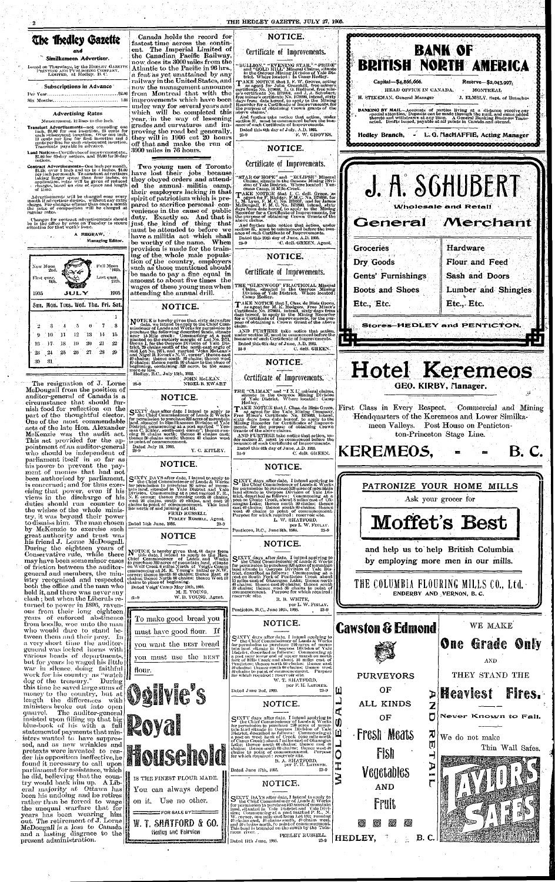# The Hedley Gazette

## and

## Similkameen Advertiser.

Issued on Thursdays, by the HEDLEY GAZETTE PRINTING AND PUBLISHING COMPANY, LIMITED, at Hedley, B. C.

### Subscriptions in Advance

Per Year ........................................... $2.00
Six Months ......................................... 1.00

### Advertising Rates

Measurement, 12 lines to the inch.

**Transient Advertisements**—not exceeding one inch, $1.00 for one insertion, 25 cents for each subsequent insertion. Over one inch, 10 cents per line for first insertion and 5 cents per line for each subsequent insertion. Transients payable in advance.

**Land Notices**—Certificates of improvement etc., $7.00 for 60-day notices, and $5.00 for 30-day notices.

**Contract Advertisements**—One inch per month, $1.25; over 1 inch and up to 4 inches, $1.00 per inch per month. To constant advertisers taking larger space than four inches, on application, rates will be given of reduced charges, based on size of space and length of time.

Advertisements will be changed once every month if advertiser desires, without any extra charge. For changes oftener than once a month the price of composition will be charged at regular rates.

Changes for contract advertisements should be in the office by noon on Tuesday to secure attention for that week's issue.

A. MEGRAW,
Managing Editor.

New Moon 2nd. — Full Moon 16th.
First quar. 9th. — Last quar. 24th.

| 1905 | | | JULY | | | 1905 |
|---|---|---|---|---|---|---|
| Sun. | Mon. | Tues. | Wed. | Thu. | Fri. | Sat. |
| | | | | | | 1 |
| 2 | 3 | 4 | 5 | 6 | 7 | 8 |
| 9 | 10 | 11 | 12 | 13 | 14 | 15 |
| 16 | 17 | 18 | 19 | 20 | 21 | 22 |
| 23 | 24 | 25 | 26 | 27 | 28 | 29 |
| 30 | 31 | | | | | |

The resignation of J. Lorne McDougall from the position of auditor-general of Canada is a circumstance that should furnish food for reflection on the part of the thoughtful elector. One of the most commendable acts of the late Hon. Alexander McKenzie was the audit act. This act provided for the appointment of an auditor-general who should be independent of parliament itself in so far as his power to prevent the payment of monies that had not been authorized by parliament, is concerned; and for thus exercising that power, even if his views in the discharge of his duties should run counter to the wishes of the whole ministry, it was beyond their power to dismiss him. The man chosen by McKenzie to exercise such great authority and trust was his friend J. Lorne McDougall. During the eighteen years of Conservative rule, while there may have been some minor cases of friction between the auditor-general and members, the ministry recognized and respected both the office and the man who held it, and there was never any clash; but when the Liberals returned to power in 1896, ravenous from their long eighteen years of enforced abstinence from boodle, woe unto the man who would dare to stand between them and their prey. In a very short time the auditor-general was locked horns with various heads of departments, but for years he waged his little war in silence, doing faithful work for his country as "watch dog of the treasury." During this time he saved large sums of money to the country, but at length the differences with ministers broke out into open quarrel. The auditor-general insisted upon filling up that big blue-book of his with a full statement of payments that ministers wanted to have suppressed, and as new wrinkles and pretexts were invented to render his opposition ineffective, he found it necessary to call upon parliament for assistance, which he did, believing that the country would back him up. A Liberal majority at Ottawa has been his undoing and he retires rather than be forced to wage the unequal warfare that for years has been wearing him out. The retirement of J. Lorne McDougall is a loss to Canada and a lasting disgrace to the present administration.

Canada holds the record for fastest time across the continent. The Imperial Limited of the Canadian Pacific Railway, now does its 3000 miles from the Atlantic to the Pacific in 96 hrs., a feat as yet unattained by any railway in the United States, and now the management announce from Montreal that with the improvements which have been under way for several years and which will be completed this year, in the way of lessening grades and curvatures and improving the road bed generally, they will in 1906 cut 20 hours off that and make the run of 3000 miles in 76 hours.

Two young men of Toronto have lost their jobs because they obeyed orders and attended the annual militia camp, their employers lacking in that spirit of patriotism which is prepared to sacrifice personal convenience in the cause of public duty. Exactly so. And that is just the kind of thing that must be attended to before we have a militia act which shall be worthy of the name. When provision is made for the training of the whole male population of the country, employers such as those mentioned should be made to pay a fine equal in amount to about five times the wages of these young men when attending the annual drill.

## NOTICE.

NOTICE is hereby given that sixty days after date, we intend to apply to the Chief Commissioner of Lands and Works for permission to purchase the following described lands, situate near 15 Mile creek: Commencing at a post planted on the easterly margin of Lot No. 1871, Group 1, for the Osoyoos Division of Yale District, 20 chains south of the north-east angle of said Lot No. 1871, and marked "John McLean's and Nigel B. Ewart's N.W. corner", thence east 40 chains; thence south 80 chains; thence west 40 chains; thence north 80 chains to the place of beginning, containing 320 acres, be the same more or less.

Hedley, B.C., July 15th, 1905.

JOHN McLEAN
NIGEL B. EWART
28-9

## NOTICE.

SIXTY days after date I intend to apply to the Chief Commissioner of Lands & Works for permission to purchase 320 acres of mountain land, situated in Similkameen Division of Yale District, commencing at a post marked "Yeoman C. Kitley, south-east corner"; thence running 80 chains north; thence 40 chains east; thence 80 chains south; thence 40 chains west to point of commencement.

Dated July 10, 1905.
Y. C. KITLEY.
28-9

## NOTICE.

SIXTY DAYS after date, I intend to apply to the Chief Commissioner of Lands and Works for permission to purchase 320 acres of mountain land, situated in Yale District and Yale Division. Commencing at a post marked F. R., N. E. corner; thence running north 40 chains, west 80 chains, south 40 chains, and east 80 chains to point of commencement. This land lies north of and joining Lot 151.

FRED RUSSELL
PERLEY RUSSELL, Agent.
Dated 14th June, 1905. 23-9

## NOTICE

NOTICE is hereby given that 60 days from this date, I intend to apply to the Hon. Chief Commissioner of Lands and Works to purchase 320 acres of mountain land, situated on Wolf Creek 6 miles North of Voigt's Camp commencing at M. E. Young's initial or N.W. corner; thence South 80 chains; thence East 40 chains; thence North 80 chains; thence West 40 chains to place of beginning.

Dated Voigt' Camp May 19th, 1905.
M. E. YOUNG,
W. D. YOUNG, Agent.
21-9

To make good bread you must have good flour. If you want the BEST bread you must use the BEST flour.

# Ogilvie's Royal Household

IS THE FINEST FLOUR MADE.

You can always depend on it. Use no other.

FOR SALE BY

**W. T. SHATFORD & CO.**
Hedley and Fairview

## NOTICE.

### Certificate of Improvements.

"BULLION," "EVENING STAR," "PRIDE" and "GOLD HILL" Mineral Claims, situate in the Osoyoos Mining Division of Yale District. Where located: In Camp Hedley.

TAKE NOTICE that I, F. W. Groves, acting as agent for John Greenhill, free miner's certificate No. B79808, L. O. Hedlund, free miner's certificate No. B79894, and J. A. Schubert, free miner's certificate No. B79899, intend, sixty days from date hereof, to apply to the Mining Recorder for a Certificate of Improvements, for the purpose of obtaining Crown grants of the above claims.

And further take notice that action, under section 37, must be commenced before the issuance of such Certificate of Improvements.

Dated this 6th day of July, A.D. 1905.
F. W. GROVES.
25-9

## NOTICE.

### Certificate of Improvements.

"STAR OF HOPE" and "ECLIPSE" Mineral Claims, situate in the Osoyoos Mining Division of Yale District. Where located: Yuniman Camp, 16 Mile Creek.

TAKE NOTICE that I, C. deB. Green, as agent for F. Richter, F.M.C. No. B79886, for L. M. Lyon, F. M. C. No. B78857, and for James McDougall, F. M. C. No. B78890, intend, sixty days from date hereof, to apply to the Mining Recorder for a Certificate of Improvements, for the purpose of obtaining Crown Grants of the above claims.

And further take notice that action, under section 37, must be commenced before the issuance of such Certificate of Improvements.

Dated this 20th day of June, A.D. 1905.
C. deB. GREEN.
23-9

## NOTICE.

### Certificate of Improvements.

THE "GLENWOOD" FRACTIONAL Mineral Claim, situated in the Osoyoos Mining Division of Yale District. Where located: Camp Hedley.

TAKE NOTICE that I, Chas. de Blois Green, as agent for M. K. Rodgers, Free Miner's Certificate No. B79934, intend, sixty days from date hereof, to apply to the Mining Recorder for a Certificate of Improvements, for the purpose of obtaining a Crown Grant of the above claim.

AND FURTHER take notice that action, under section 37, must be commenced before the issuance of such Certificate of Improvements.

Dated this 8th day of June, A.D. 1905.
C. deB. GREEN.
24-9

## NOTICE.

### Certificate of Improvements.

THE "CLIMAX" and "I X L" mineral claims, situate in the Osoyoos Mining Division of Yale District. Where located: Camp Hedley.

TAKE NOTICE that I, Chas. de Blois Green, as agent for the Yale Mining Company, Free Miner's Certificate No. B79888, intend, sixty days from date hereof, to apply to the Mining Recorder for Certificates of Improvements, for the purpose of obtaining Crown Grants of the above claims.

AND FURTHER take notice that action, under section 37, must be commenced before the issuance of such Certificate of Improvements.

Dated this 8th day of June, A.D. 1905.
C. deB. GREEN.
24-9

## NOTICE.

SIXTY days after date, I intend applying to the Chief Commissioner of Lands & Works for permission to purchase 320 acres of mountain land situated in Osoyoos Division of Yale District, described as follows: Commencing at a post on Chute Creek, about 5 miles east of Okanagan Lake; thence south 80 chains; thence east 40 chains; thence north 80 chains; thence west 40 chains to point of commencement. Purpose for which required: reservoir site.

L. W. SHATFORD,
per L. W. FINLAY.
Penticton, B.C., June 8th, 1905. 23-9

## NOTICE.

SIXTY days after date, I intend applying to the Chief Commissioner of Lands & Works for permission to purchase 320 acres of mountain land situated in Osoyoos Division of Yale District, described as follows: Commencing at a post on South Fork of Penticton Creek about 12 miles east of Okanagan Lake; thence north 40 chains; thence east 80 chains; thence south 40 chains; thence west 80 chains to point of commencement. Purpose for which required: reservoir site.

R. B. WHITE,
per L. W. FINLAY.
Penticton, B.C., June 10th, 1905. 23-9

## NOTICE.

SIXTY days after date, I intend applying to the Chief Commissioner of Lands & Works for permission to purchase 320 acres of mountain land situate in Osoyoos Division of Yale District, described as follows: Commencing at a post near lower end of upper marsh on north fork of Ellis Creek and about 10 miles east of Penticton; thence north 80 chains; thence west 40 chains; thence south 80 chains; thence east 40 chains to point of commencement. Purpose for which required: reservoir site.

W. T. SHATFORD,
per F. H. LATIMER.
Dated June 2nd, 1905. 23-9

## NOTICE.

SIXTY days after date, I intend applying to the Chief Commissioner of Lands & Works for permission to purchase 240 acres of mountain land situate in Osoyoos Division of Yale District, described as follows: Commencing at a post on west bank of Creek, four miles north of Camp Creek and about 7 miles east of Okanagan Lake; thence south 60 chains; thence east 40 chains; thence north 60 chains; thence west 40 chains to point of commencement. Purpose for which required: reservoir site.

B. A. SHATFORD,
per F. H. LATIMER.
Dated June 17th, 1905. 23-9

## NOTICE.

SIXTY DAYS after date, I intend to apply to the Chief Commissioner of Lands & Works for permission to purchase 160 acres of mountain land, situated in Yale District and Yale Division: Commencing at a post marked P. R., N. W. corner, one mile east from Lot 151; running 40 chains east, 40 chains south, 40 chains west, and 40 chains north, to point of commencement. This land is bounded on the south by the Tulameen river.

PERLEY RUSSELL.
Dated 14th June, 1905. 23-9

# BANK OF BRITISH NORTH AMERICA

Capital—$4,866,666. Reserve—$2,043,997.

HEAD OFFICE IN CANADA, MONTREAL

H. STIKEMAN, General Manager — J. ELMSLY, Supt. of Branches

**BANKING BY MAIL**—Accounts of parties living at a distance receive our special attention. Deposits can be made through the mail, and sums added thereto and withdrawn at any time. A General Banking Business Transacted. Drafts issued, payable at all points in Canada and abroad.

Hedley Branch, - L. G. MacHAFFIE, Acting Manager

# J. A. SCHUBERT

Wholesale and Retail

## General Merchant

| | |
|---|---|
| Groceries | Hardware |
| Dry Goods | Flour and Feed |
| Gents' Furnishings | Sash and Doors |
| Boots and Shoes | Lumber and Shingles |
| Etc., Etc. | Etc., Etc. |

Stores—HEDLEY and PENTICTON.

# Hotel Keremeos

GEO. KIRBY, Manager.

First Class in Every Respect. Commercial and Mining Headquarters of the Keremeos and Lower Similkameen Valleys. Post House on Penticton-Princeton Stage Line.

## KEREMEOS, - - B. C.

PATRONIZE YOUR HOME MILLS

Ask your grocer for

# Moffet's Best

and help us to help British Columbia by employing more men in our mills.

THE COLUMBIA FLOURING MILLS CO., Ltd.
ENDERBY AND VERNON, B. C.

# Cawston & Edmond

WHOLESALE AND RETAIL

PURVEYORS OF ALL KINDS OF

Fresh Meats
Fish
Vegetables
AND
Fruit

HEDLEY, B. C.

WE MAKE

## One Grade Only

AND

THEY STAND THE

## Heaviest Fires.

Never Known to Fail.

We do not make Thin Wall Safes.

TAYLOR'S SAFES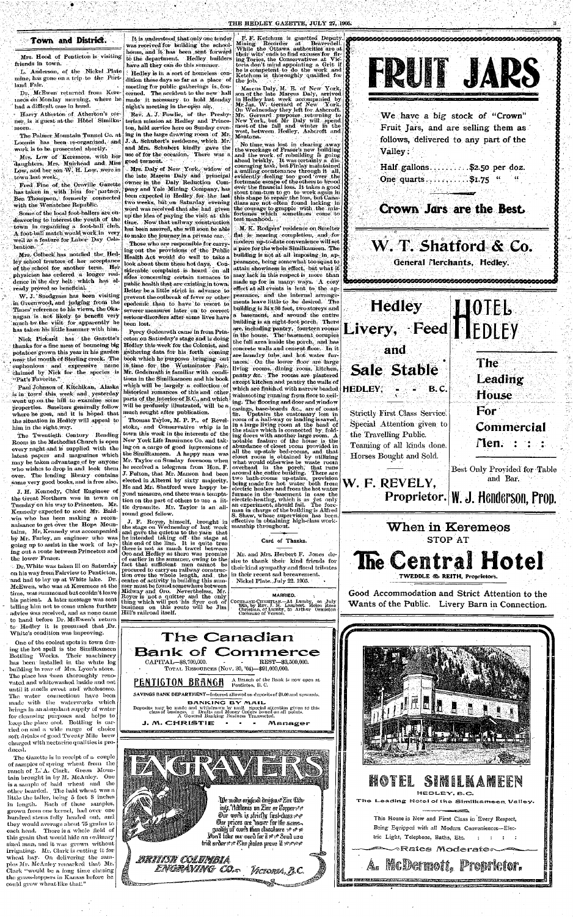## Town and District.

Mrs. Hood of Penticton is visiting friends in town.

L. Anderson, of the Nickel Plate mine, has gone on a trip to the Portland Fair.

Dr. McEwen returned from Keremeos on Monday morning, where he had a difficult case in hand.

Harry Atherton of Atherton's corner, is a guest at the Hôtel Similkameen.

The Palmer Mountain Tunnel Co. at Loomis has been re-organized, and work is to be prosecuted shortly.

Mrs. Low of Keremeos, with her daughters, Mrs. Muirhead and Miss Low, and her son W. H. Low, were in town last week.

Fred Fine of the Oroville Gazette has taken in with him for partner, Ben Thompson, formerly connected with the Wenatchee Republic.

Some of the local foot-ballers are endeavoring to interest the youth of the town in organizing a foot-ball club. A foot-ball match would work in very well as a feature for Labor Day Celebration.

Mrs. Colbeck has notified the Hedley school trustees of her acceptance of the school for another term. Her physician has ordered a longer residence in the dry belt which has already proved so beneficial.

W. J. Snodgrass has been visiting in Greenwood, and judging from the Times' reference to his views, the Okanagan is not likely to benefit very much by the visit for apparently he has taken his little hammer with him.

Nick Pickard has the Gazette's thanks for a fine mess of bouncing big potatoes grown this year in his garden near the mouth of Sterling creek. The euphonious and expressive name claimed by Nick for the species is "Pat's Favorite."

Paul Johnson of Kitchikan, Alaska is in town this week and yesterday went up on the hill to examine some properties. Smelters generally follow where he goes, and it is hoped that the situation in Hedley will appeal to him in the right way.

The Twentieth Century Reading Room in the Methodist Church is open every night and is supplied with the latest papers and magazines which may be taken advantage of by anyone who wishes to drop in and look them over. The lending library contains some very good books, and is free also.

J. H. Kennedy, Chief Engineer of the Great Northern was in town on Tuesday on his way to Princeton. Mr. Kennedy expected to meet Mr. Baldwin who has been making a reconnaisance to get over the Hope Mountains. Mr. Kennedy was accompanied by Mr. Farley, an engineer who was going up to assist in the work of laying out a route between Princeton and the lower Fraser.

Dr. White was taken ill on Saturday on his way from Fairview to Penticton, and had to lay up at White lake. Dr. McEwen, who was at Keremeos at the time, was summoned but couldn't leave his patient. A later message was sent telling him not to come unless further advice was received, and as none came to hand before Dr. McEwen's return to Hedley it is presumed that Dr. White's condition was improving.

One of the coolest spots in town during the hot spell is the Similkameen Bottling Works. Their machinery has been installed in the white log building in rear of Mrs. Lyon's store. The place has been thoroughly renovated and whitewashed inside and out until it smells sweet and wholesome. The water connections have been made with the waterworks which brings in an abundant supply of water for cleansing purposes and helps to keep the place cool. Bottling is carried on and a wide range of choice soft drinks of good Twenty Mile brew charged with nectarine qualities is produced.

The Gazette is in receipt of a couple of samples of spring wheat from the ranch of L. A. Clark, Green Mountain brought in by M. McAuley. One is a sample of bald wheat and the other bearded. The bald wheat was a little the taller, being 5 feet 8 inches in length. Each of these samples, grown from one kernel, had over one hundred stems fully headed out, and they would average about 75 grains to each head. There is a whole field of this grain that would hide an ordinary sized man, and it was grown without irrigating. Mr. Clark is cutting it for wheat hay. On delivering the samples Mr. McAuley remarked that Mr. Clark "would be a long time chasing the grass-hoppers in Kansas before he could grow wheat like that."

It is understood that only one tender was received for building the schoolhouse, and it has been sent forward to the department. Hedley builders have all they can do this summer.

Hedley is in a sort of homeless condition these days so far as a place of meeting for public gatherings is concerned. The accident to the new hall made it necessary to hold Monday night's meeting in the open air.

Rev. A. J. Fowlie, of the Presbyterian mission at Hedley and Princeton, held service here on Sunday evening in the large drawing room of Mr. J. A. Schubert's residence, which Mr. and Mrs. Schubert kindly gave the use of for the occasion. There was a good turnout.

Mrs. Daly of New York, widow of the late Marcus Daly and principal owner in the Daly Reduction Company and Yale Mining Company, has been expected in Hedley for the last two weeks, but on Saturday evening word was received that she had given up the idea of paying the visit at this time. Now that railway construction has been assured, she will soon be able to make the journey in a private car.

Those who are responsible for carrying out the provisions of the Public Health Act would do well to take a look about them these hot days. Considerable complaint is heard on all sides concerning certain menaces to public health that are existing in town. Better be a little strict in advance to prevent the outbreak of fever or other epedemic than to have to resort to severer measures later on to correct serious disorders after some lives have been lost.

Percy Godenrath came in from Princeton on Saturday's stage and is doing Hedley this week for the Colonist, and gathering data for his forth coming book which he purposes bringing out in time for the Westminster Fair. Mr. Godenrath is familiar with conditions in the Similkameen and his book which will be largely a collection of historical romances of this and other parts of the interior of B.C., and which will be profusely illustrated, will be a much sought after publication.

Thomas Taylor, M. P. P., of Revelstoke, and Conservative whip is in town this week in the interests of the New York Life Insurance Co. and taking on a cargo of good impressions of the Similkameen. A happy man was Mr. Taylor on Sunday forenoon when he received a telegram from Hon. F. J. Fulton, that Mr. Manson had been elected in Alberni by sixty majority. He and Mr. Shatford were happy beyond measure, and there was a temptation on the part of others to use a little dynamite. Mr. Taylor is an all-round good fellow.

J. F. Royce, himself, brought in the stage on Wednesday of last week and gave the quietus to the yarn that he intended taking off the stage at this end of the line. It is quite true there is not as much travel between Oro and Hedley as there was promise of earlier in the summer, owing to the fact that sufficient men cannot be procured to carry on railway construction over the whole length, and the centre of activity in building this summer must be found somewhere between Midway and Oro. Nevertheless, Mr. Royce is not a quitter and the only thing which will put his flyer out of business on this route will be Jim Hill's railroad itself.

F. F. Ketchum is gazetted Deputy Mining Recorder at Beaverdell. While the Ottawa authorities are at their wits' ends to find excuses for firing Tories, the Conservatives at Victoria don't mind appointing a Grit if he is competent to do the work and Ketchum is thoroughly qualified for the job.

Marcus Daly, M. E. of New York, son of the late Marcus Daly, arrived in Hedley last week accompanied by Mr. Jas. W. Gerrard of New York. On Wednesday they left for Ashcroft. Mr. Gerrard purposes returning to New York, but Mr. Daly will spend most of the fall and winter in the west, between Hedley, Ashcroft and Montana.

No time was lost in clearing away the wreckage of Fraser's new building and the work of rebuilding is going ahead briskly. It was certainly a discouraging task, but Finlay maintained a smiling countenance through it all, evidently feeling too good over the fortunate escape of the others to brood over the financial loss. It takes a good stout tam-tum to go to work again in this shape to repair the loss, but Canadians are not often found lacking in the courage to grapple with the misfortunes which sometimes come to test manhood.

M. K. Rodgers' residence on Smelter flat is nearing completion, and for modern up-to-date convenience will set a pace for the whole Similkameen. The building is not at all imposing in appearance, being somewhat too squat to attain showiness in effect, but what it may lack in this respect is more than made up for in many ways. A cosy effect at all events is lent to the appearance, and the internal arrangements leave little to be desired. The building is 34 x 36 feet, two storeys and a basement, and around the entire building is an eight-foot porch. There are, including pantry, fourteen rooms in the house. The basement occupies the full area inside the porch, and has concrete walls and cement floor. In it are laundry tubs and hot water furnaces. On the lower floor are large living rooms, dining room, kitchen, pantry &c. The rooms are plastered except kitchen and pantry the walls of which are finished with narrow beaded wainscoting running from floor to ceiling. The flooring and door and window casings, base-boards &c., are of coast fir. Upstairs the customary loss in room of a hall-way or landing is saved in a large living room at the head of the stairs which is connected by folding doors with another large room. A notable feature of the house is the abundance of closet room provided in all the up-stair bed-rooms, and that closet room is obtained by utilizing what would otherwise be waste room overhead in the porch, that runs around the entire building. There are two bath-rooms upstairs, provision being made for hot water both from electric heaters and from the hot water furnace in the basement in case the electric-heating, which is as yet only an experiment, should fail. The foreman in charge of the building is Alfred S. Shaw, whose supervision has been effective in obtaining high-class workmanship throughout.

### Card of Thanks.

Mr. and Mrs. Herbert F. Jones desire to thank their kind friends for their kind sympathy and floral tributes in their recent sad bereavement.

Nickel Plate, July 22, 1905.

### MARRIED.

COCHRANE-CHRISTIAN.—At Lumby, on July 19th, by Rev. J. H. Lambert, Helen Reah Christian, of Lumby, to Arthur Ormiston Cochrane of Vernon.

---

# FRUIT JARS

We have a big stock of "Crown" Fruit Jars, and are selling them as follows, delivered to any part of the Valley:

Half gallons..........$2.50 per doz.
One quarts...........$1.75 " "

**Crown Jars are the Best.**

## W. T. Shatford & Co.

General Merchants, Hedley.

---

## Hedley Livery, Feed and Sale Stable

HEDLEY, - - B. C.

Strictly First Class Service. Special Attention given to the Travelling Public. Teaming of all kinds done. Horses Bought and Sold.

**W. F. REVELY, Proprietor.**

---

## HOTEL HEDLEY

The Leading House For Commercial Men.

Best Only Provided for Table and Bar.

**W. J. Henderson, Prop.**

---

## When in Keremeos STOP AT

# The Central Hotel

TWEDDLE & REITH, Proprietors.

Good Accommodation and Strict Attention to the Wants of the Public. Livery Barn in Connection.

---

# The Canadian Bank of Commerce

CAPITAL—$8,700,000. - - REST—$3,500,000.
TOTAL RESOURCES (Nov. 30, '04)—$91,000,000.

**PENTICTON BRANCH** A Branch of the Bank is now open at Penticton, B. C.

SAVINGS BANK DEPARTMENT—Interest allowed on deposits of $1.00 and upwards.

BANKING BY MAIL

Deposits may be made and withdrawn by mail. Special attention given to this class of business. :: Drafts and Money Orders issued on all points. A General Banking Business Transacted.

J. M. CHRISTIE - - - Manager

---

# ENGRAVERS

We make original designs & Zinc Etchings, Halftones on Zinc or Copper. Our work is strictly first-class. Our prices are lower for the same quality of work than elsewhere. Don't take our word for it. Send us a trial order. The proofs prove it.

BRITISH COLUMBIA ENGRAVING CO. VICTORIA, B.C.

---

# HOTEL SIMILKAMEEN

HEDLEY, B.C.

The Leading Hotel of the Similkameen Valley.

This House is New and First Class in Every Respect, Being Equipped with all Modern Conveniences—Electric Light, Telephone, Baths, Etc.

Rates Moderate

**A. McDermott, Proprietor.**